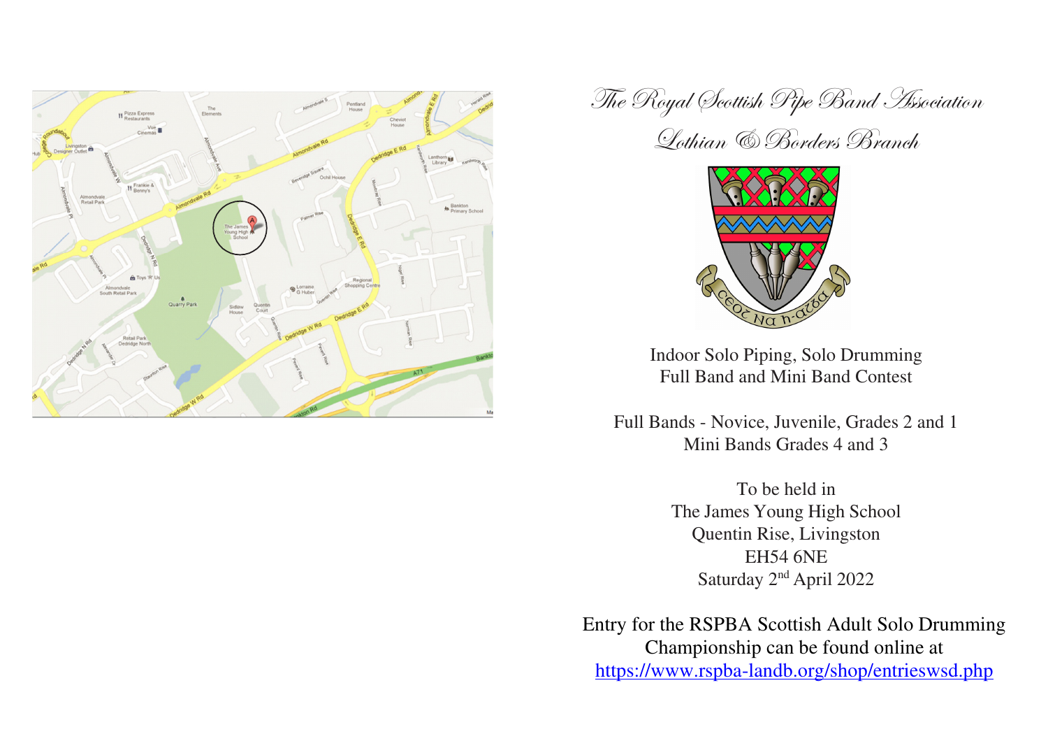# The Royal Scottish Pipe Band Association

## Lothian & Borders Branch

Indoor Solo Piping, Solo Drumming
Full Band and Mini Band Contest

Full Bands - Novice, Juvenile, Grades 2 and 1
Mini Bands Grades 4 and 3

To be held in
The James Young High School
Quentin Rise, Livingston
EH54 6NE
Saturday 2nd April 2022

Entry for the RSPBA Scottish Adult Solo Drumming Championship can be found online at
https://www.rspba-landb.org/shop/entrieswsd.php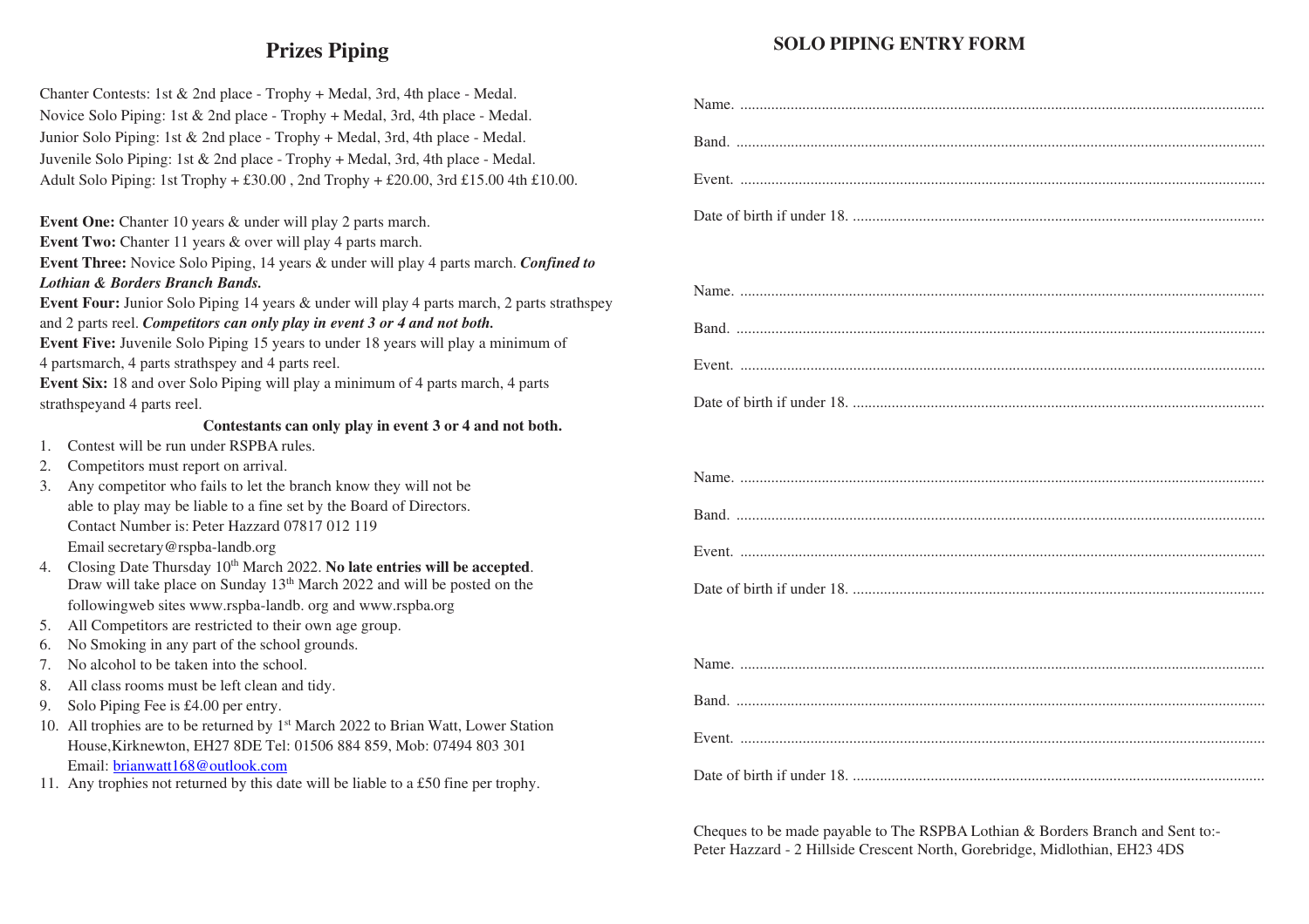## Prizes Piping

Chanter Contests: 1st & 2nd place - Trophy + Medal, 3rd, 4th place - Medal.
Novice Solo Piping: 1st & 2nd place - Trophy + Medal, 3rd, 4th place - Medal.
Junior Solo Piping: 1st & 2nd place - Trophy + Medal, 3rd, 4th place - Medal.
Juvenile Solo Piping: 1st & 2nd place - Trophy + Medal, 3rd, 4th place - Medal.
Adult Solo Piping: 1st Trophy + £30.00 , 2nd Trophy + £20.00, 3rd £15.00 4th £10.00.

**Event One:** Chanter 10 years & under will play 2 parts march.
**Event Two:** Chanter 11 years & over will play 4 parts march.
**Event Three:** Novice Solo Piping, 14 years & under will play 4 parts march. ***Confined to Lothian & Borders Branch Bands.***
**Event Four:** Junior Solo Piping 14 years & under will play 4 parts march, 2 parts strathspey and 2 parts reel. ***Competitors can only play in event 3 or 4 and not both.***
**Event Five:** Juvenile Solo Piping 15 years to under 18 years will play a minimum of 4 partsmarch, 4 parts strathspey and 4 parts reel.
**Event Six:** 18 and over Solo Piping will play a minimum of 4 parts march, 4 parts strathspeyand 4 parts reel.

**Contestants can only play in event 3 or 4 and not both.**

1. Contest will be run under RSPBA rules.
2. Competitors must report on arrival.
3. Any competitor who fails to let the branch know they will not be able to play may be liable to a fine set by the Board of Directors. Contact Number is: Peter Hazzard 07817 012 119 Email secretary@rspba-landb.org
4. Closing Date Thursday 10th March 2022. **No late entries will be accepted**. Draw will take place on Sunday 13th March 2022 and will be posted on the followingweb sites www.rspba-landb. org and www.rspba.org
5. All Competitors are restricted to their own age group.
6. No Smoking in any part of the school grounds.
7. No alcohol to be taken into the school.
8. All class rooms must be left clean and tidy.
9. Solo Piping Fee is £4.00 per entry.
10. All trophies are to be returned by 1st March 2022 to Brian Watt, Lower Station House,Kirknewton, EH27 8DE Tel: 01506 884 859, Mob: 07494 803 301 Email: brianwatt168@outlook.com
11. Any trophies not returned by this date will be liable to a £50 fine per trophy.

## SOLO PIPING ENTRY FORM

Name. ........................................................................................................................

Band. ........................................................................................................................

Event. ........................................................................................................................

Date of birth if under 18. .........................................................................................

Name. ........................................................................................................................

Band. ........................................................................................................................

Event. ........................................................................................................................

Date of birth if under 18. .........................................................................................

Name. ........................................................................................................................

Band. ........................................................................................................................

Event. ........................................................................................................................

Date of birth if under 18. .........................................................................................

Name. ........................................................................................................................

Band. ........................................................................................................................

Event. ........................................................................................................................

Date of birth if under 18. .........................................................................................

Cheques to be made payable to The RSPBA Lothian & Borders Branch and Sent to:-
Peter Hazzard - 2 Hillside Crescent North, Gorebridge, Midlothian, EH23 4DS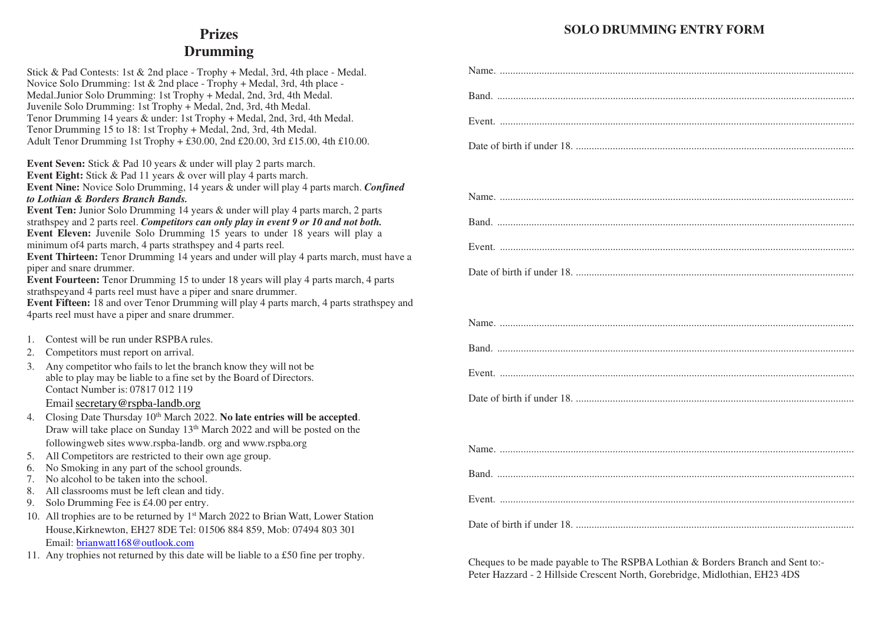# Prizes
# Drumming

Stick & Pad Contests: 1st & 2nd place - Trophy + Medal, 3rd, 4th place - Medal.
Novice Solo Drumming: 1st & 2nd place - Trophy + Medal, 3rd, 4th place - Medal.Junior Solo Drumming: 1st Trophy + Medal, 2nd, 3rd, 4th Medal.
Juvenile Solo Drumming: 1st Trophy + Medal, 2nd, 3rd, 4th Medal.
Tenor Drumming 14 years & under: 1st Trophy + Medal, 2nd, 3rd, 4th Medal.
Tenor Drumming 15 to 18: 1st Trophy + Medal, 2nd, 3rd, 4th Medal.
Adult Tenor Drumming 1st Trophy + £30.00, 2nd £20.00, 3rd £15.00, 4th £10.00.

**Event Seven:** Stick & Pad 10 years & under will play 2 parts march.
**Event Eight:** Stick & Pad 11 years & over will play 4 parts march.
**Event Nine:** Novice Solo Drumming, 14 years & under will play 4 parts march. ***Confined to Lothian & Borders Branch Bands.***
**Event Ten:** Junior Solo Drumming 14 years & under will play 4 parts march, 2 parts strathspey and 2 parts reel. ***Competitors can only play in event 9 or 10 and not both.***
**Event Eleven:** Juvenile Solo Drumming 15 years to under 18 years will play a minimum of4 parts march, 4 parts strathspey and 4 parts reel.
**Event Thirteen:** Tenor Drumming 14 years and under will play 4 parts march, must have a piper and snare drummer.
**Event Fourteen:** Tenor Drumming 15 to under 18 years will play 4 parts march, 4 parts strathspeyand 4 parts reel must have a piper and snare drummer.
**Event Fifteen:** 18 and over Tenor Drumming will play 4 parts march, 4 parts strathspey and 4parts reel must have a piper and snare drummer.

1. Contest will be run under RSPBA rules.
2. Competitors must report on arrival.
3. Any competitor who fails to let the branch know they will not be able to play may be liable to a fine set by the Board of Directors. Contact Number is: 07817 012 119
   Email secretary@rspba-landb.org
4. Closing Date Thursday 10th March 2022. **No late entries will be accepted**. Draw will take place on Sunday 13th March 2022 and will be posted on the followingweb sites www.rspba-landb. org and www.rspba.org
5. All Competitors are restricted to their own age group.
6. No Smoking in any part of the school grounds.
7. No alcohol to be taken into the school.
8. All classrooms must be left clean and tidy.
9. Solo Drumming Fee is £4.00 per entry.
10. All trophies are to be returned by 1st March 2022 to Brian Watt, Lower Station House,Kirknewton, EH27 8DE Tel: 01506 884 859, Mob: 07494 803 301
    Email: brianwatt168@outlook.com
11. Any trophies not returned by this date will be liable to a £50 fine per trophy.

## SOLO DRUMMING ENTRY FORM

Name. ..........................................................................................................................

Band. ..........................................................................................................................

Event. ..........................................................................................................................

Date of birth if under 18. ..........................................................................................

Name. ..........................................................................................................................

Band. ..........................................................................................................................

Event. ..........................................................................................................................

Date of birth if under 18. ..........................................................................................

Name. ..........................................................................................................................

Band. ..........................................................................................................................

Event. ..........................................................................................................................

Date of birth if under 18. ..........................................................................................

Name. ..........................................................................................................................

Band. ..........................................................................................................................

Event. ..........................................................................................................................

Date of birth if under 18. ..........................................................................................

Cheques to be made payable to The RSPBA Lothian & Borders Branch and Sent to:-
Peter Hazzard - 2 Hillside Crescent North, Gorebridge, Midlothian, EH23 4DS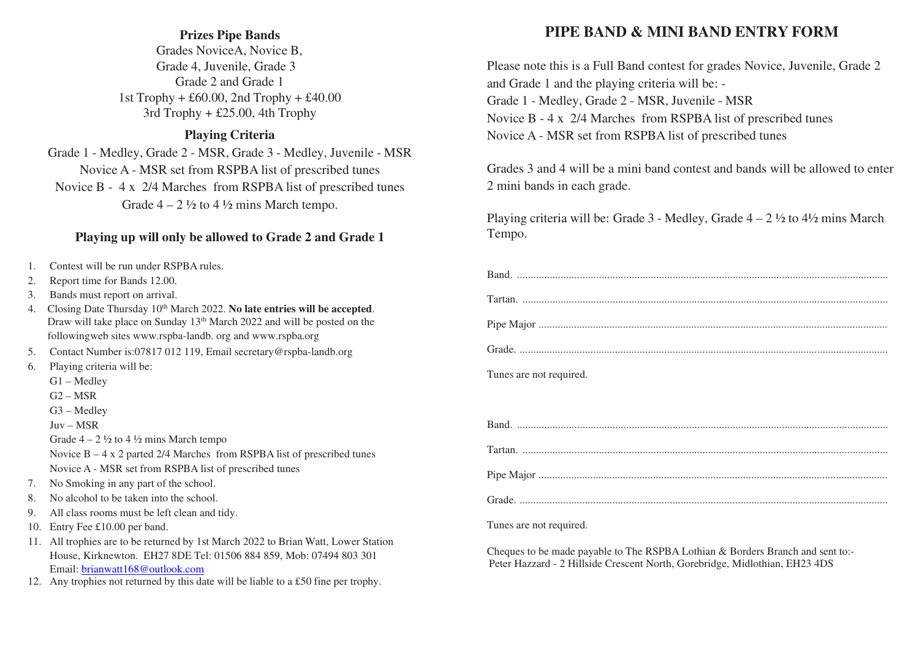## Prizes Pipe Bands

Grades NoviceA, Novice B,
Grade 4, Juvenile, Grade 3
Grade 2 and Grade 1
1st Trophy + £60.00, 2nd Trophy + £40.00
3rd Trophy + £25.00, 4th Trophy

## Playing Criteria

Grade 1 - Medley, Grade 2 - MSR, Grade 3 - Medley, Juvenile - MSR
Novice A - MSR set from RSPBA list of prescribed tunes
Novice B - 4 x 2/4 Marches from RSPBA list of prescribed tunes
Grade 4 – 2 ½ to 4 ½ mins March tempo.

### Playing up will only be allowed to Grade 2 and Grade 1

1. Contest will be run under RSPBA rules.
2. Report time for Bands 12.00.
3. Bands must report on arrival.
4. Closing Date Thursday 10th March 2022. **No late entries will be accepted**. Draw will take place on Sunday 13th March 2022 and will be posted on the followingweb sites www.rspba-landb. org and www.rspba.org
5. Contact Number is:07817 012 119, Email secretary@rspba-landb.org
6. Playing criteria will be:
   G1 – Medley
   G2 – MSR
   G3 – Medley
   Juv – MSR
   Grade 4 – 2 ½ to 4 ½ mins March tempo
   Novice B – 4 x 2 parted 2/4 Marches from RSPBA list of prescribed tunes
   Novice A - MSR set from RSPBA list of prescribed tunes
7. No Smoking in any part of the school.
8. No alcohol to be taken into the school.
9. All class rooms must be left clean and tidy.
10. Entry Fee £10.00 per band.
11. All trophies are to be returned by 1st March 2022 to Brian Watt, Lower Station House, Kirknewton. EH27 8DE Tel: 01506 884 859, Mob: 07494 803 301 Email: brianwatt168@outlook.com
12. Any trophies not returned by this date will be liable to a £50 fine per trophy.

# PIPE BAND & MINI BAND ENTRY FORM

Please note this is a Full Band contest for grades Novice, Juvenile, Grade 2 and Grade 1 and the playing criteria will be: -
Grade 1 - Medley, Grade 2 - MSR, Juvenile - MSR
Novice B - 4 x 2/4 Marches from RSPBA list of prescribed tunes
Novice A - MSR set from RSPBA list of prescribed tunes

Grades 3 and 4 will be a mini band contest and bands will be allowed to enter 2 mini bands in each grade.

Playing criteria will be: Grade 3 - Medley, Grade 4 – 2 ½ to 4½ mins March Tempo.

Band. ..........................................................................................................................

Tartan. ..........................................................................................................................

Pipe Major ..........................................................................................................................

Grade. ..........................................................................................................................

Tunes are not required.

Band. ..........................................................................................................................

Tartan. ..........................................................................................................................

Pipe Major ..........................................................................................................................

Grade. ..........................................................................................................................

Tunes are not required.

Cheques to be made payable to The RSPBA Lothian & Borders Branch and sent to:-
Peter Hazzard - 2 Hillside Crescent North, Gorebridge, Midlothian, EH23 4DS